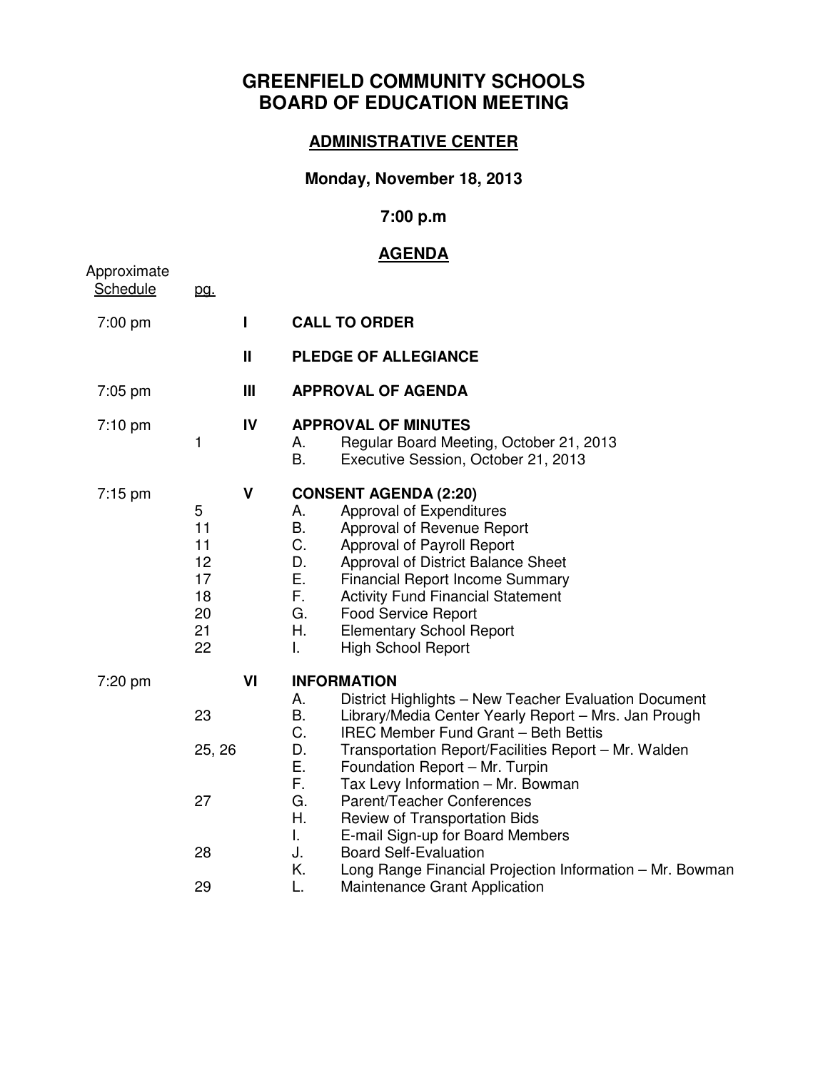# GREENFIELD COMMUNITY SCHOOLS
# BOARD OF EDUCATION MEETING

## ADMINISTRATIVE CENTER

### Monday, November 18, 2013

### 7:00 p.m

## AGENDA

| Approximate Schedule | pg. | | |
|---|---|---|---|
| 7:00 pm | | I | **CALL TO ORDER** |
| | | II | **PLEDGE OF ALLEGIANCE** |
| 7:05 pm | | III | **APPROVAL OF AGENDA** |
| 7:10 pm | | IV | **APPROVAL OF MINUTES** |
| | 1 | | A. Regular Board Meeting, October 21, 2013 |
| | | | B. Executive Session, October 21, 2013 |
| 7:15 pm | | V | **CONSENT AGENDA (2:20)** |
| | 5 | | A. Approval of Expenditures |
| | 11 | | B. Approval of Revenue Report |
| | 11 | | C. Approval of Payroll Report |
| | 12 | | D. Approval of District Balance Sheet |
| | 17 | | E. Financial Report Income Summary |
| | 18 | | F. Activity Fund Financial Statement |
| | 20 | | G. Food Service Report |
| | 21 | | H. Elementary School Report |
| | 22 | | I. High School Report |
| 7:20 pm | | VI | **INFORMATION** |
| | | | A. District Highlights – New Teacher Evaluation Document |
| | 23 | | B. Library/Media Center Yearly Report – Mrs. Jan Prough |
| | | | C. IREC Member Fund Grant – Beth Bettis |
| | 25, 26 | | D. Transportation Report/Facilities Report – Mr. Walden |
| | | | E. Foundation Report – Mr. Turpin |
| | | | F. Tax Levy Information – Mr. Bowman |
| | 27 | | G. Parent/Teacher Conferences |
| | | | H. Review of Transportation Bids |
| | | | I. E-mail Sign-up for Board Members |
| | 28 | | J. Board Self-Evaluation |
| | | | K. Long Range Financial Projection Information – Mr. Bowman |
| | 29 | | L. Maintenance Grant Application |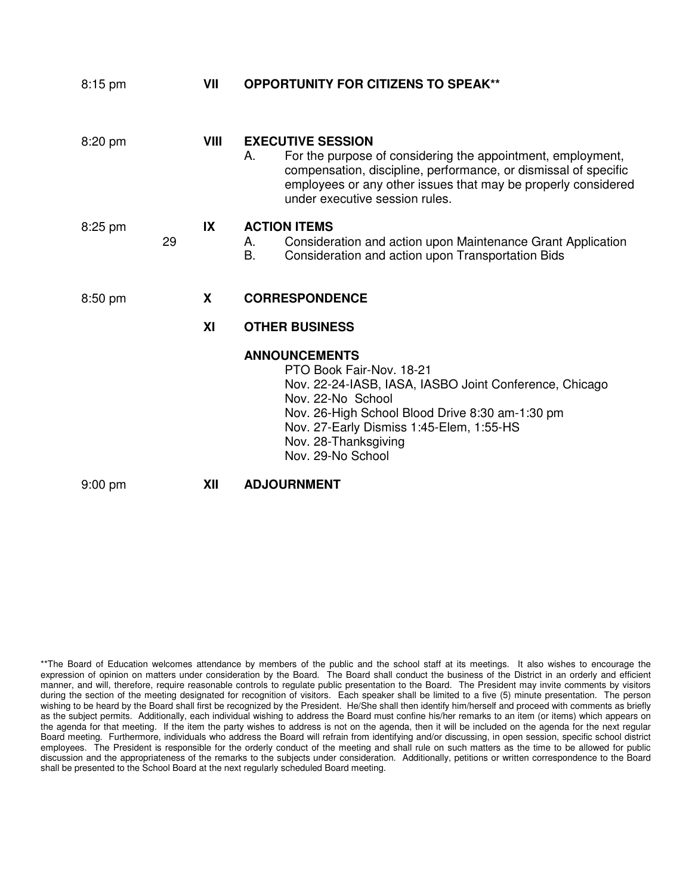8:15 pm **VII** **OPPORTUNITY FOR CITIZENS TO SPEAK****

8:20 pm **VIII** **EXECUTIVE SESSION**

A. For the purpose of considering the appointment, employment, compensation, discipline, performance, or dismissal of specific employees or any other issues that may be properly considered under executive session rules.

8:25 pm **IX** **ACTION ITEMS**

29 A. Consideration and action upon Maintenance Grant Application

B. Consideration and action upon Transportation Bids

8:50 pm **X** **CORRESPONDENCE**

**XI** **OTHER BUSINESS**

**ANNOUNCEMENTS**

PTO Book Fair-Nov. 18-21
Nov. 22-24-IASB, IASA, IASBO Joint Conference, Chicago
Nov. 22-No School
Nov. 26-High School Blood Drive 8:30 am-1:30 pm
Nov. 27-Early Dismiss 1:45-Elem, 1:55-HS
Nov. 28-Thanksgiving
Nov. 29-No School

9:00 pm **XII** **ADJOURNMENT**

**The Board of Education welcomes attendance by members of the public and the school staff at its meetings. It also wishes to encourage the expression of opinion on matters under consideration by the Board. The Board shall conduct the business of the District in an orderly and efficient manner, and will, therefore, require reasonable controls to regulate public presentation to the Board. The President may invite comments by visitors during the section of the meeting designated for recognition of visitors. Each speaker shall be limited to a five (5) minute presentation. The person wishing to be heard by the Board shall first be recognized by the President. He/She shall then identify him/herself and proceed with comments as briefly as the subject permits. Additionally, each individual wishing to address the Board must confine his/her remarks to an item (or items) which appears on the agenda for that meeting. If the item the party wishes to address is not on the agenda, then it will be included on the agenda for the next regular Board meeting. Furthermore, individuals who address the Board will refrain from identifying and/or discussing, in open session, specific school district employees. The President is responsible for the orderly conduct of the meeting and shall rule on such matters as the time to be allowed for public discussion and the appropriateness of the remarks to the subjects under consideration. Additionally, petitions or written correspondence to the Board shall be presented to the School Board at the next regularly scheduled Board meeting.